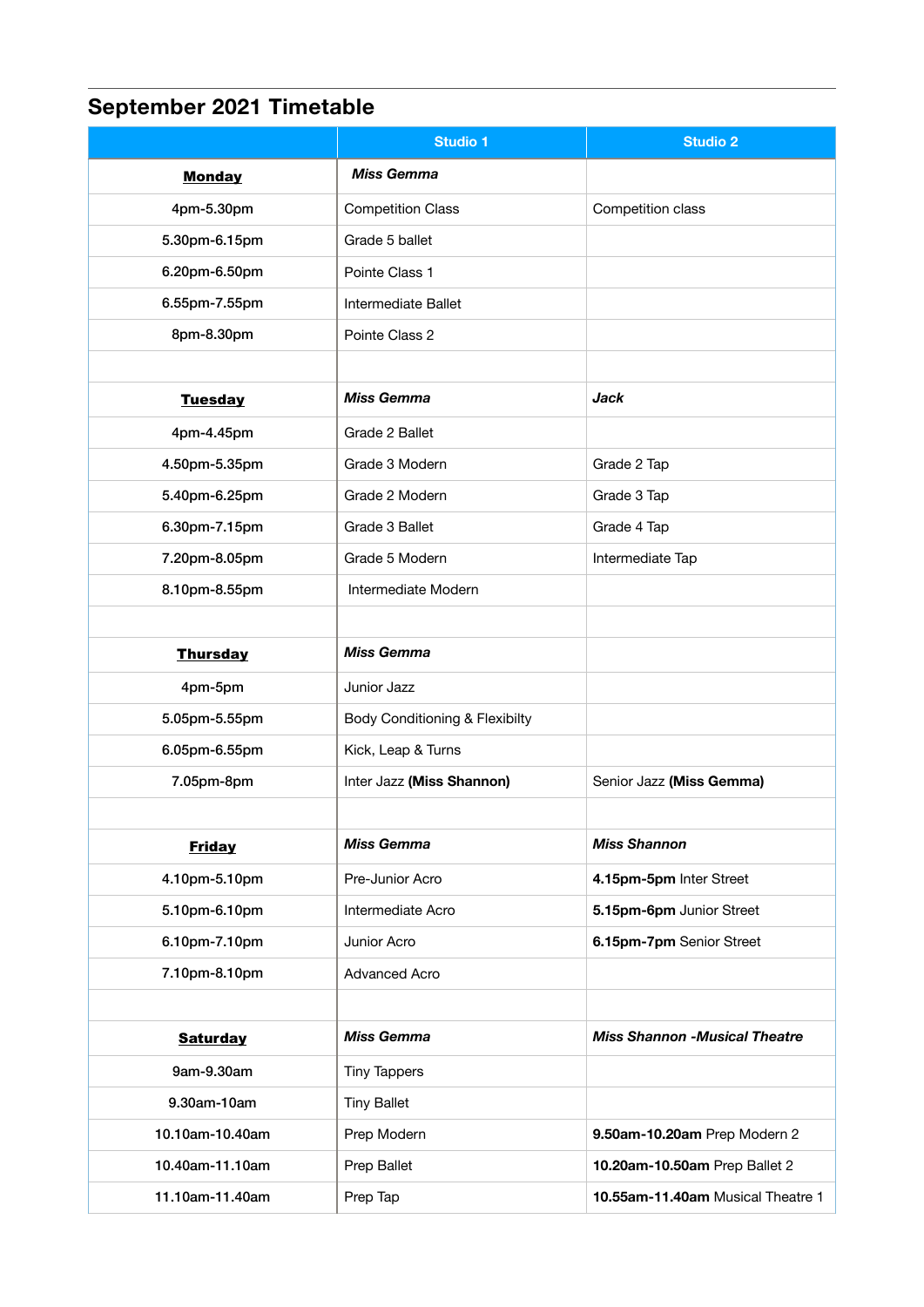## September 2021 Timetable

| | Studio 1 | Studio 2 |
|---|---|---|
| **Monday** | ***Miss Gemma*** | |
| 4pm-5.30pm | Competition Class | Competition class |
| 5.30pm-6.15pm | Grade 5 ballet | |
| 6.20pm-6.50pm | Pointe Class 1 | |
| 6.55pm-7.55pm | Intermediate Ballet | |
| 8pm-8.30pm | Pointe Class 2 | |
| | | |
| **Tuesday** | ***Miss Gemma*** | ***Jack*** |
| 4pm-4.45pm | Grade 2 Ballet | |
| 4.50pm-5.35pm | Grade 3 Modern | Grade 2 Tap |
| 5.40pm-6.25pm | Grade 2 Modern | Grade 3 Tap |
| 6.30pm-7.15pm | Grade 3 Ballet | Grade 4 Tap |
| 7.20pm-8.05pm | Grade 5 Modern | Intermediate Tap |
| 8.10pm-8.55pm | Intermediate Modern | |
| | | |
| **Thursday** | ***Miss Gemma*** | |
| 4pm-5pm | Junior Jazz | |
| 5.05pm-5.55pm | Body Conditioning & Flexibilty | |
| 6.05pm-6.55pm | Kick, Leap & Turns | |
| 7.05pm-8pm | Inter Jazz **(Miss Shannon)** | Senior Jazz **(Miss Gemma)** |
| | | |
| **Friday** | ***Miss Gemma*** | ***Miss Shannon*** |
| 4.10pm-5.10pm | Pre-Junior Acro | **4.15pm-5pm** Inter Street |
| 5.10pm-6.10pm | Intermediate Acro | **5.15pm-6pm** Junior Street |
| 6.10pm-7.10pm | Junior Acro | **6.15pm-7pm** Senior Street |
| 7.10pm-8.10pm | Advanced Acro | |
| | | |
| **Saturday** | ***Miss Gemma*** | ***Miss Shannon -Musical Theatre*** |
| 9am-9.30am | Tiny Tappers | |
| 9.30am-10am | Tiny Ballet | |
| 10.10am-10.40am | Prep Modern | **9.50am-10.20am** Prep Modern 2 |
| 10.40am-11.10am | Prep Ballet | **10.20am-10.50am** Prep Ballet 2 |
| 11.10am-11.40am | Prep Tap | **10.55am-11.40am** Musical Theatre 1 |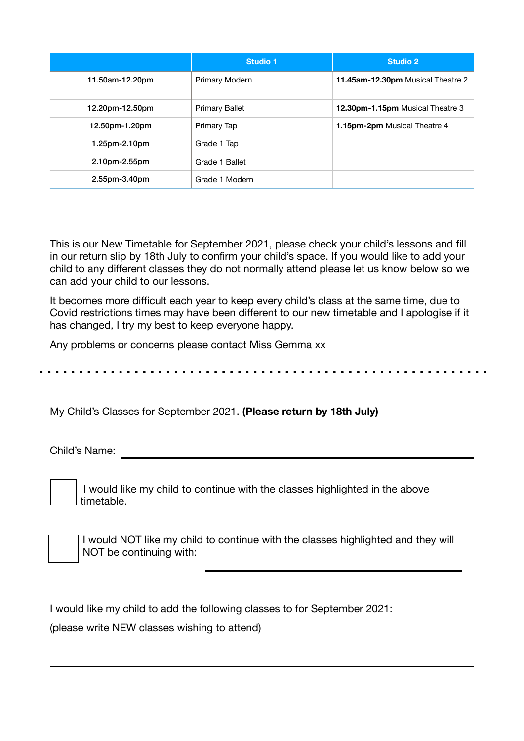| | Studio 1 | Studio 2 |
|---|---|---|
| 11.50am-12.20pm | Primary Modern | **11.45am-12.30pm** Musical Theatre 2 |
| 12.20pm-12.50pm | Primary Ballet | **12.30pm-1.15pm** Musical Theatre 3 |
| 12.50pm-1.20pm | Primary Tap | **1.15pm-2pm** Musical Theatre 4 |
| 1.25pm-2.10pm | Grade 1 Tap | |
| 2.10pm-2.55pm | Grade 1 Ballet | |
| 2.55pm-3.40pm | Grade 1 Modern | |

This is our New Timetable for September 2021, please check your child's lessons and fill in our return slip by 18th July to confirm your child's space. If you would like to add your child to any different classes they do not normally attend please let us know below so we can add your child to our lessons.

It becomes more difficult each year to keep every child's class at the same time, due to Covid restrictions times may have been different to our new timetable and I apologise if it has changed, I try my best to keep everyone happy.

Any problems or concerns please contact Miss Gemma xx

. . . . . . . . . . . . . . . . . . . . . . . . . . . . . . . . . . . . . . . . . . . . . . . . . . . . . . . . . .

My Child's Classes for September 2021. **(Please return by 18th July)**

Child's Name: ____________________________________________

☐ I would like my child to continue with the classes highlighted in the above timetable.

☐ I would NOT like my child to continue with the classes highlighted and they will NOT be continuing with:

____________________________________________

I would like my child to add the following classes to for September 2021:

(please write NEW classes wishing to attend)

____________________________________________